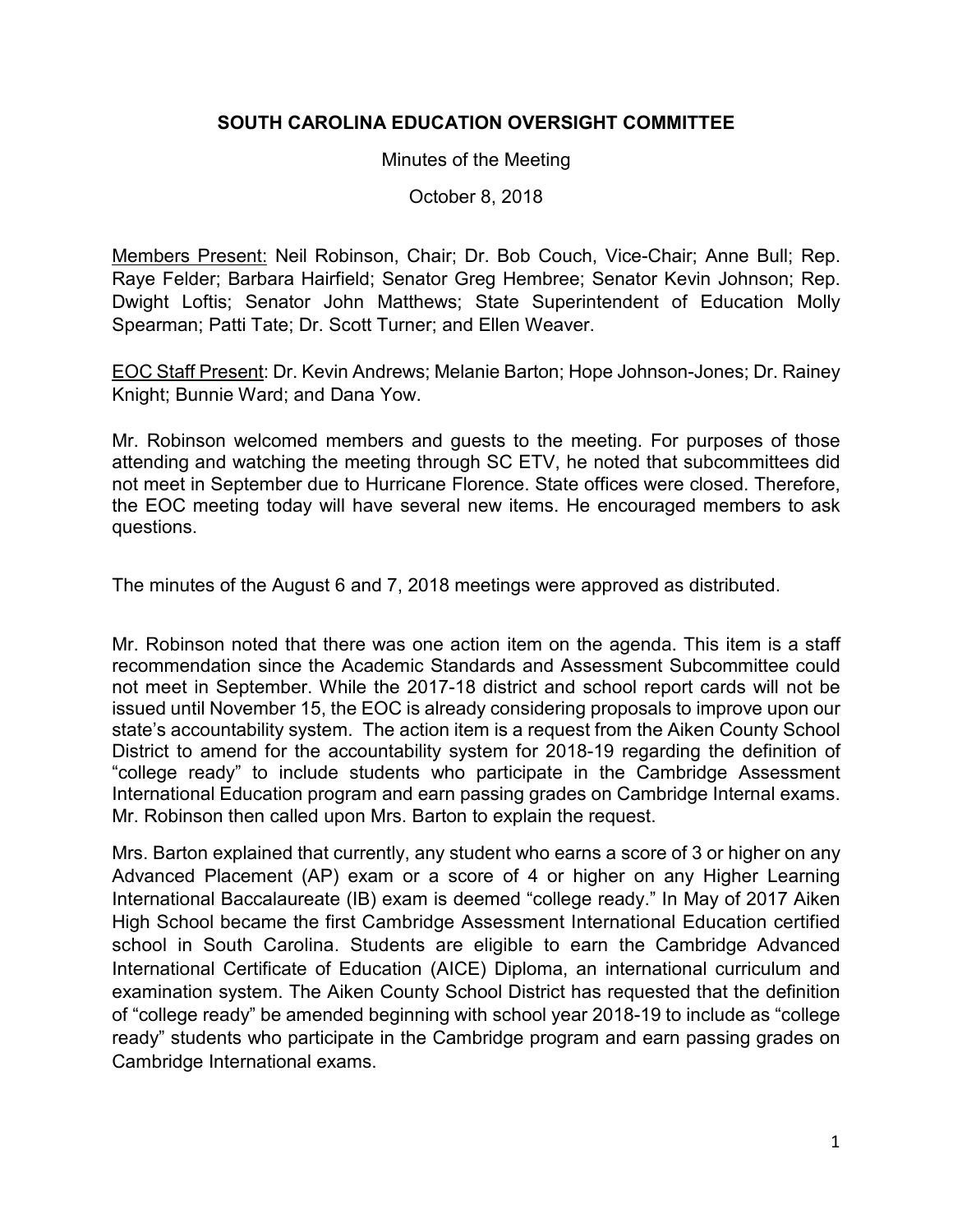# SOUTH CAROLINA EDUCATION OVERSIGHT COMMITTEE

Minutes of the Meeting

October 8, 2018

Members Present: Neil Robinson, Chair; Dr. Bob Couch, Vice-Chair; Anne Bull; Rep. Raye Felder; Barbara Hairfield; Senator Greg Hembree; Senator Kevin Johnson; Rep. Dwight Loftis; Senator John Matthews; State Superintendent of Education Molly Spearman; Patti Tate; Dr. Scott Turner; and Ellen Weaver.

EOC Staff Present: Dr. Kevin Andrews; Melanie Barton; Hope Johnson-Jones; Dr. Rainey Knight; Bunnie Ward; and Dana Yow.

Mr. Robinson welcomed members and guests to the meeting. For purposes of those attending and watching the meeting through SC ETV, he noted that subcommittees did not meet in September due to Hurricane Florence. State offices were closed. Therefore, the EOC meeting today will have several new items. He encouraged members to ask questions.

The minutes of the August 6 and 7, 2018 meetings were approved as distributed.

Mr. Robinson noted that there was one action item on the agenda. This item is a staff recommendation since the Academic Standards and Assessment Subcommittee could not meet in September. While the 2017-18 district and school report cards will not be issued until November 15, the EOC is already considering proposals to improve upon our state's accountability system. The action item is a request from the Aiken County School District to amend for the accountability system for 2018-19 regarding the definition of "college ready" to include students who participate in the Cambridge Assessment International Education program and earn passing grades on Cambridge Internal exams. Mr. Robinson then called upon Mrs. Barton to explain the request.

Mrs. Barton explained that currently, any student who earns a score of 3 or higher on any Advanced Placement (AP) exam or a score of 4 or higher on any Higher Learning International Baccalaureate (IB) exam is deemed "college ready." In May of 2017 Aiken High School became the first Cambridge Assessment International Education certified school in South Carolina. Students are eligible to earn the Cambridge Advanced International Certificate of Education (AICE) Diploma, an international curriculum and examination system. The Aiken County School District has requested that the definition of "college ready" be amended beginning with school year 2018-19 to include as "college ready" students who participate in the Cambridge program and earn passing grades on Cambridge International exams.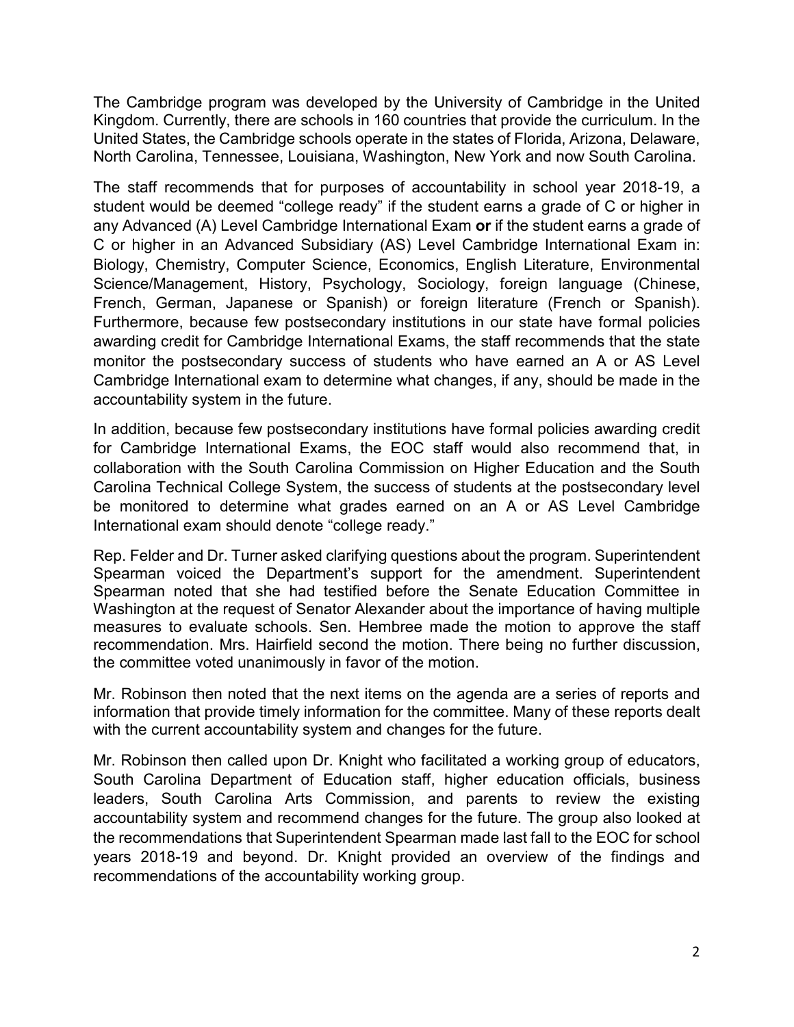The Cambridge program was developed by the University of Cambridge in the United Kingdom. Currently, there are schools in 160 countries that provide the curriculum. In the United States, the Cambridge schools operate in the states of Florida, Arizona, Delaware, North Carolina, Tennessee, Louisiana, Washington, New York and now South Carolina.

The staff recommends that for purposes of accountability in school year 2018-19, a student would be deemed "college ready" if the student earns a grade of C or higher in any Advanced (A) Level Cambridge International Exam **or** if the student earns a grade of C or higher in an Advanced Subsidiary (AS) Level Cambridge International Exam in: Biology, Chemistry, Computer Science, Economics, English Literature, Environmental Science/Management, History, Psychology, Sociology, foreign language (Chinese, French, German, Japanese or Spanish) or foreign literature (French or Spanish). Furthermore, because few postsecondary institutions in our state have formal policies awarding credit for Cambridge International Exams, the staff recommends that the state monitor the postsecondary success of students who have earned an A or AS Level Cambridge International exam to determine what changes, if any, should be made in the accountability system in the future.

In addition, because few postsecondary institutions have formal policies awarding credit for Cambridge International Exams, the EOC staff would also recommend that, in collaboration with the South Carolina Commission on Higher Education and the South Carolina Technical College System, the success of students at the postsecondary level be monitored to determine what grades earned on an A or AS Level Cambridge International exam should denote "college ready."

Rep. Felder and Dr. Turner asked clarifying questions about the program. Superintendent Spearman voiced the Department's support for the amendment. Superintendent Spearman noted that she had testified before the Senate Education Committee in Washington at the request of Senator Alexander about the importance of having multiple measures to evaluate schools. Sen. Hembree made the motion to approve the staff recommendation. Mrs. Hairfield second the motion. There being no further discussion, the committee voted unanimously in favor of the motion.

Mr. Robinson then noted that the next items on the agenda are a series of reports and information that provide timely information for the committee. Many of these reports dealt with the current accountability system and changes for the future.

Mr. Robinson then called upon Dr. Knight who facilitated a working group of educators, South Carolina Department of Education staff, higher education officials, business leaders, South Carolina Arts Commission, and parents to review the existing accountability system and recommend changes for the future. The group also looked at the recommendations that Superintendent Spearman made last fall to the EOC for school years 2018-19 and beyond. Dr. Knight provided an overview of the findings and recommendations of the accountability working group.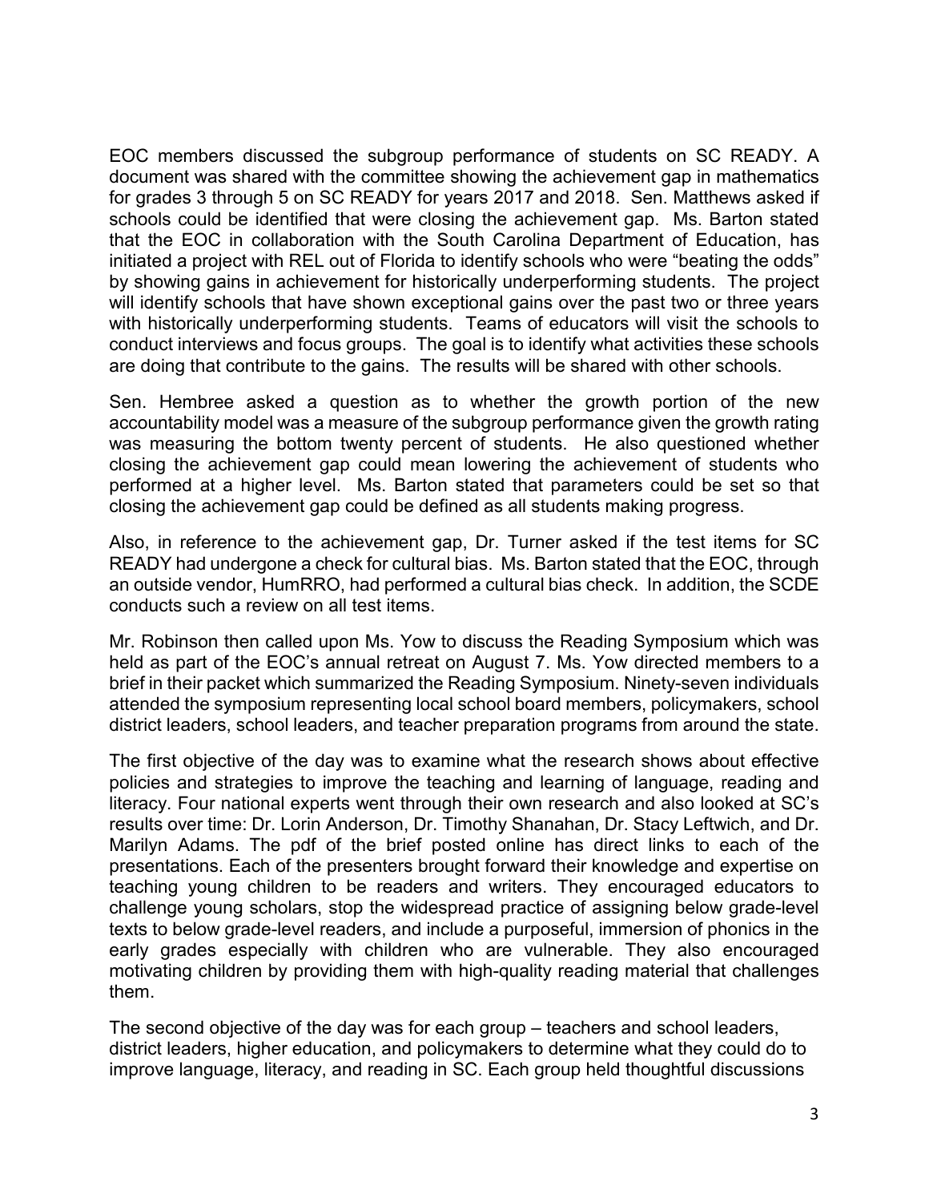EOC members discussed the subgroup performance of students on SC READY. A document was shared with the committee showing the achievement gap in mathematics for grades 3 through 5 on SC READY for years 2017 and 2018. Sen. Matthews asked if schools could be identified that were closing the achievement gap. Ms. Barton stated that the EOC in collaboration with the South Carolina Department of Education, has initiated a project with REL out of Florida to identify schools who were "beating the odds" by showing gains in achievement for historically underperforming students. The project will identify schools that have shown exceptional gains over the past two or three years with historically underperforming students. Teams of educators will visit the schools to conduct interviews and focus groups. The goal is to identify what activities these schools are doing that contribute to the gains. The results will be shared with other schools.

Sen. Hembree asked a question as to whether the growth portion of the new accountability model was a measure of the subgroup performance given the growth rating was measuring the bottom twenty percent of students. He also questioned whether closing the achievement gap could mean lowering the achievement of students who performed at a higher level. Ms. Barton stated that parameters could be set so that closing the achievement gap could be defined as all students making progress.

Also, in reference to the achievement gap, Dr. Turner asked if the test items for SC READY had undergone a check for cultural bias. Ms. Barton stated that the EOC, through an outside vendor, HumRRO, had performed a cultural bias check. In addition, the SCDE conducts such a review on all test items.

Mr. Robinson then called upon Ms. Yow to discuss the Reading Symposium which was held as part of the EOC's annual retreat on August 7. Ms. Yow directed members to a brief in their packet which summarized the Reading Symposium. Ninety-seven individuals attended the symposium representing local school board members, policymakers, school district leaders, school leaders, and teacher preparation programs from around the state.

The first objective of the day was to examine what the research shows about effective policies and strategies to improve the teaching and learning of language, reading and literacy. Four national experts went through their own research and also looked at SC's results over time: Dr. Lorin Anderson, Dr. Timothy Shanahan, Dr. Stacy Leftwich, and Dr. Marilyn Adams. The pdf of the brief posted online has direct links to each of the presentations. Each of the presenters brought forward their knowledge and expertise on teaching young children to be readers and writers. They encouraged educators to challenge young scholars, stop the widespread practice of assigning below grade-level texts to below grade-level readers, and include a purposeful, immersion of phonics in the early grades especially with children who are vulnerable. They also encouraged motivating children by providing them with high-quality reading material that challenges them.

The second objective of the day was for each group – teachers and school leaders, district leaders, higher education, and policymakers to determine what they could do to improve language, literacy, and reading in SC. Each group held thoughtful discussions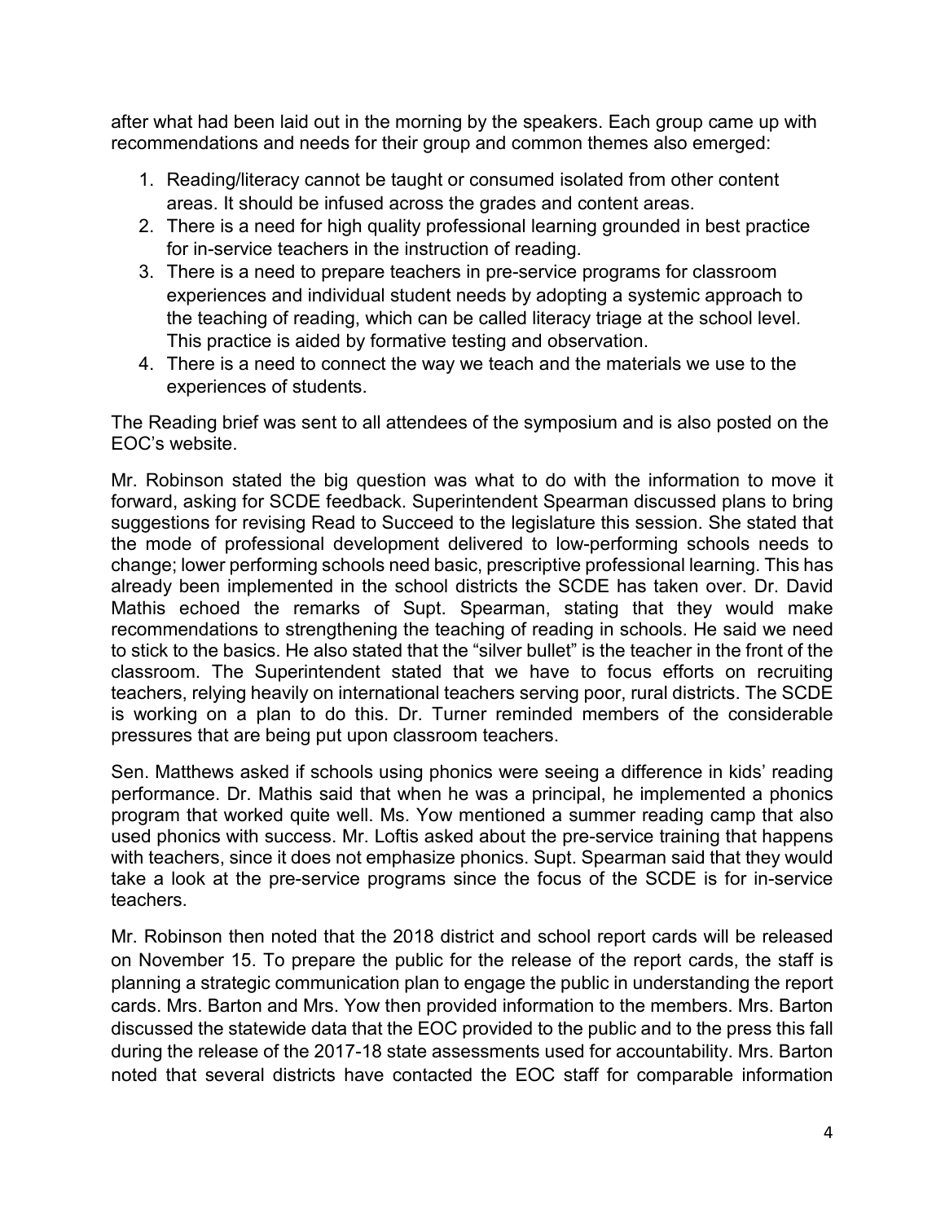after what had been laid out in the morning by the speakers. Each group came up with recommendations and needs for their group and common themes also emerged:

1. Reading/literacy cannot be taught or consumed isolated from other content areas. It should be infused across the grades and content areas.
2. There is a need for high quality professional learning grounded in best practice for in-service teachers in the instruction of reading.
3. There is a need to prepare teachers in pre-service programs for classroom experiences and individual student needs by adopting a systemic approach to the teaching of reading, which can be called literacy triage at the school level. This practice is aided by formative testing and observation.
4. There is a need to connect the way we teach and the materials we use to the experiences of students.

The Reading brief was sent to all attendees of the symposium and is also posted on the EOC's website.

Mr. Robinson stated the big question was what to do with the information to move it forward, asking for SCDE feedback. Superintendent Spearman discussed plans to bring suggestions for revising Read to Succeed to the legislature this session. She stated that the mode of professional development delivered to low-performing schools needs to change; lower performing schools need basic, prescriptive professional learning. This has already been implemented in the school districts the SCDE has taken over. Dr. David Mathis echoed the remarks of Supt. Spearman, stating that they would make recommendations to strengthening the teaching of reading in schools. He said we need to stick to the basics. He also stated that the "silver bullet" is the teacher in the front of the classroom. The Superintendent stated that we have to focus efforts on recruiting teachers, relying heavily on international teachers serving poor, rural districts. The SCDE is working on a plan to do this. Dr. Turner reminded members of the considerable pressures that are being put upon classroom teachers.

Sen. Matthews asked if schools using phonics were seeing a difference in kids' reading performance. Dr. Mathis said that when he was a principal, he implemented a phonics program that worked quite well. Ms. Yow mentioned a summer reading camp that also used phonics with success. Mr. Loftis asked about the pre-service training that happens with teachers, since it does not emphasize phonics. Supt. Spearman said that they would take a look at the pre-service programs since the focus of the SCDE is for in-service teachers.

Mr. Robinson then noted that the 2018 district and school report cards will be released on November 15. To prepare the public for the release of the report cards, the staff is planning a strategic communication plan to engage the public in understanding the report cards. Mrs. Barton and Mrs. Yow then provided information to the members. Mrs. Barton discussed the statewide data that the EOC provided to the public and to the press this fall during the release of the 2017-18 state assessments used for accountability. Mrs. Barton noted that several districts have contacted the EOC staff for comparable information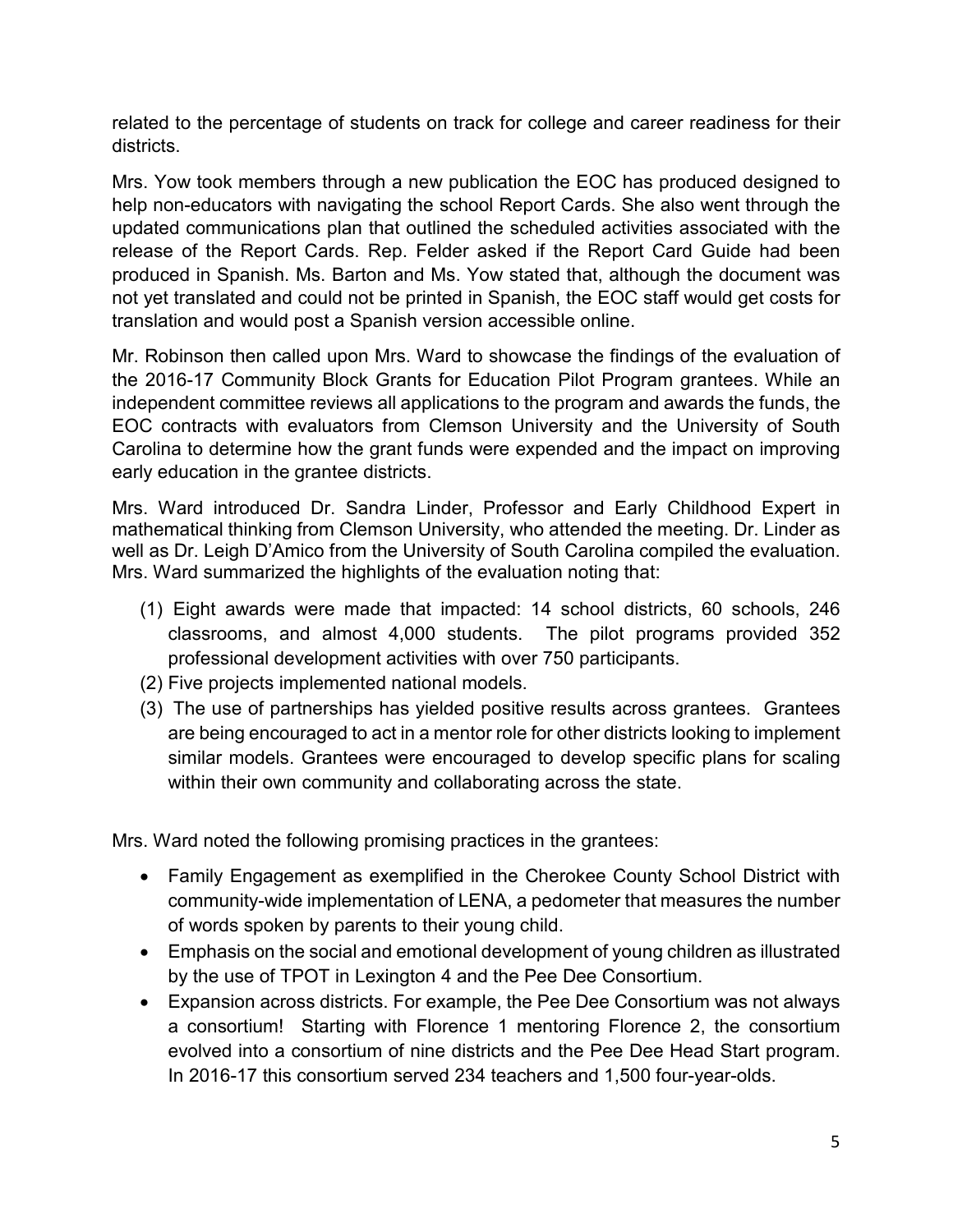related to the percentage of students on track for college and career readiness for their districts.

Mrs. Yow took members through a new publication the EOC has produced designed to help non-educators with navigating the school Report Cards. She also went through the updated communications plan that outlined the scheduled activities associated with the release of the Report Cards. Rep. Felder asked if the Report Card Guide had been produced in Spanish. Ms. Barton and Ms. Yow stated that, although the document was not yet translated and could not be printed in Spanish, the EOC staff would get costs for translation and would post a Spanish version accessible online.

Mr. Robinson then called upon Mrs. Ward to showcase the findings of the evaluation of the 2016-17 Community Block Grants for Education Pilot Program grantees. While an independent committee reviews all applications to the program and awards the funds, the EOC contracts with evaluators from Clemson University and the University of South Carolina to determine how the grant funds were expended and the impact on improving early education in the grantee districts.

Mrs. Ward introduced Dr. Sandra Linder, Professor and Early Childhood Expert in mathematical thinking from Clemson University, who attended the meeting. Dr. Linder as well as Dr. Leigh D'Amico from the University of South Carolina compiled the evaluation. Mrs. Ward summarized the highlights of the evaluation noting that:

(1) Eight awards were made that impacted: 14 school districts, 60 schools, 246 classrooms, and almost 4,000 students. The pilot programs provided 352 professional development activities with over 750 participants.
(2) Five projects implemented national models.
(3) The use of partnerships has yielded positive results across grantees. Grantees are being encouraged to act in a mentor role for other districts looking to implement similar models. Grantees were encouraged to develop specific plans for scaling within their own community and collaborating across the state.

Mrs. Ward noted the following promising practices in the grantees:

- Family Engagement as exemplified in the Cherokee County School District with community-wide implementation of LENA, a pedometer that measures the number of words spoken by parents to their young child.
- Emphasis on the social and emotional development of young children as illustrated by the use of TPOT in Lexington 4 and the Pee Dee Consortium.
- Expansion across districts. For example, the Pee Dee Consortium was not always a consortium! Starting with Florence 1 mentoring Florence 2, the consortium evolved into a consortium of nine districts and the Pee Dee Head Start program. In 2016-17 this consortium served 234 teachers and 1,500 four-year-olds.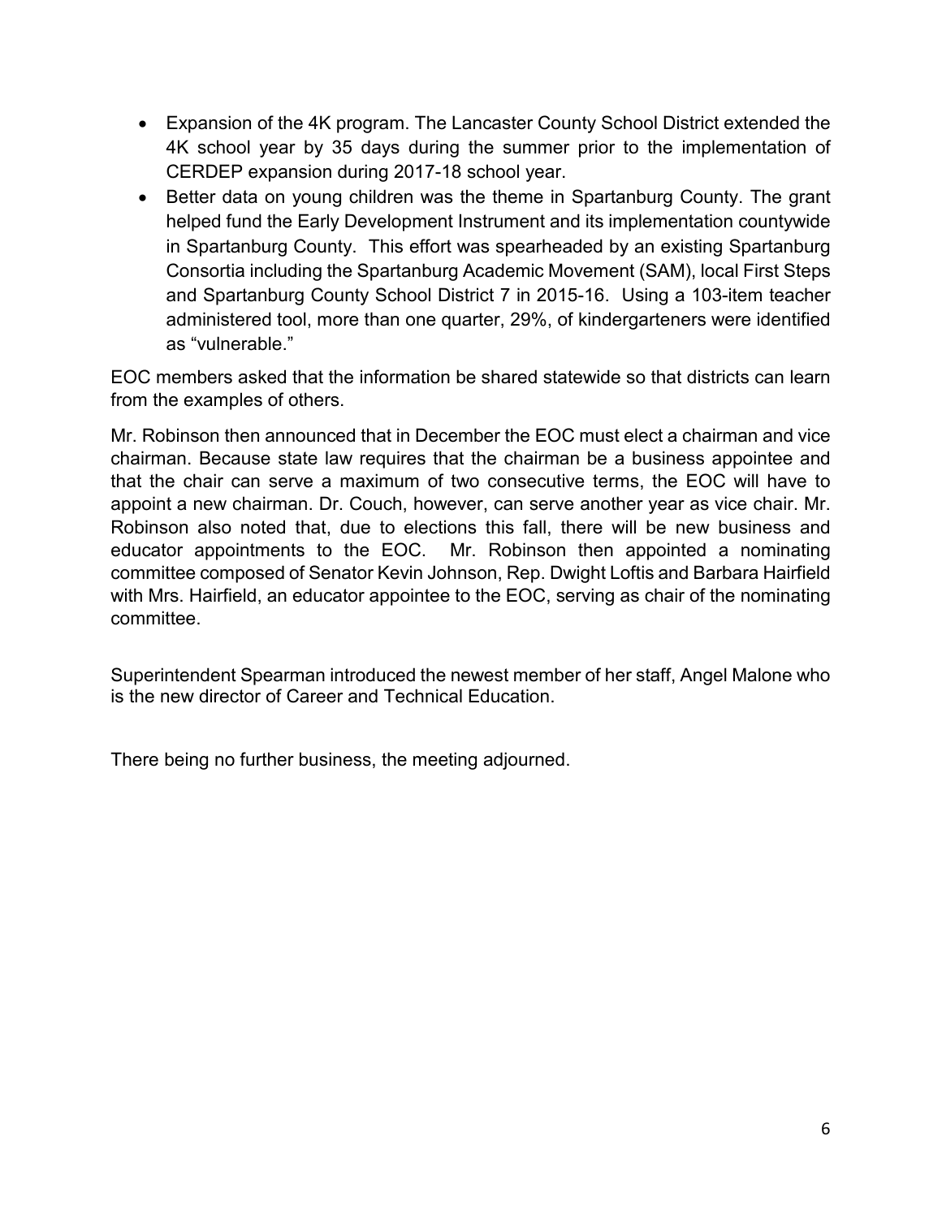- Expansion of the 4K program. The Lancaster County School District extended the 4K school year by 35 days during the summer prior to the implementation of CERDEP expansion during 2017-18 school year.
- Better data on young children was the theme in Spartanburg County. The grant helped fund the Early Development Instrument and its implementation countywide in Spartanburg County. This effort was spearheaded by an existing Spartanburg Consortia including the Spartanburg Academic Movement (SAM), local First Steps and Spartanburg County School District 7 in 2015-16. Using a 103-item teacher administered tool, more than one quarter, 29%, of kindergarteners were identified as "vulnerable."

EOC members asked that the information be shared statewide so that districts can learn from the examples of others.

Mr. Robinson then announced that in December the EOC must elect a chairman and vice chairman. Because state law requires that the chairman be a business appointee and that the chair can serve a maximum of two consecutive terms, the EOC will have to appoint a new chairman. Dr. Couch, however, can serve another year as vice chair. Mr. Robinson also noted that, due to elections this fall, there will be new business and educator appointments to the EOC. Mr. Robinson then appointed a nominating committee composed of Senator Kevin Johnson, Rep. Dwight Loftis and Barbara Hairfield with Mrs. Hairfield, an educator appointee to the EOC, serving as chair of the nominating committee.

Superintendent Spearman introduced the newest member of her staff, Angel Malone who is the new director of Career and Technical Education.

There being no further business, the meeting adjourned.